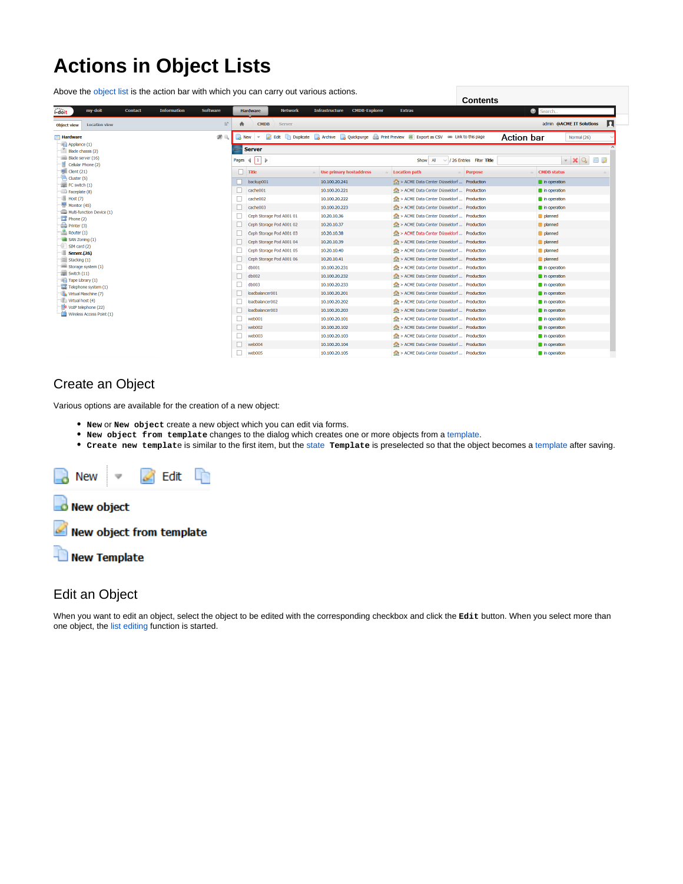# Actions in Object Lists

Above the object list is the action bar with which you can carry out various actions.

## Create an Object

Various options are available for the creation of a new object:

- **New** or **New object** create a new object which you can edit via forms.
- **New object from template** changes to the dialog which creates one or more objects from a template.
- **Create new template** is similar to the first item, but the state **Template** is preselected so that the object becomes a template after saving.

## Edit an Object

When you want to edit an object, select the object to be edited with the corresponding checkbox and click the **Edit** button. When you select more than one object, the list editing function is started.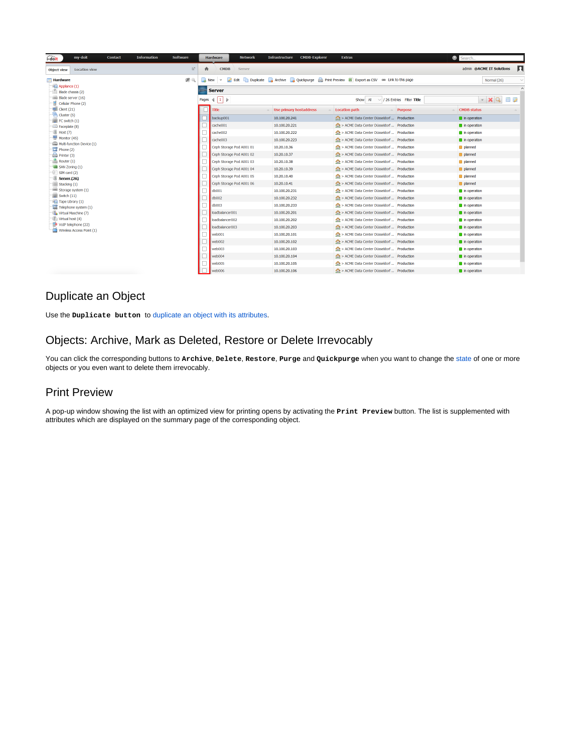## Duplicate an Object

Use the **Duplicate button** to duplicate an object with its attributes.

## Objects: Archive, Mark as Deleted, Restore or Delete Irrevocably

You can click the corresponding buttons to **Archive**, **Delete**, **Restore**, **Purge** and **Quickpurge** when you want to change the state of one or more objects or you even want to delete them irrevocably.

## Print Preview

A pop-up window showing the list with an optimized view for printing opens by activating the **Print Preview** button. The list is supplemented with attributes which are displayed on the summary page of the corresponding object.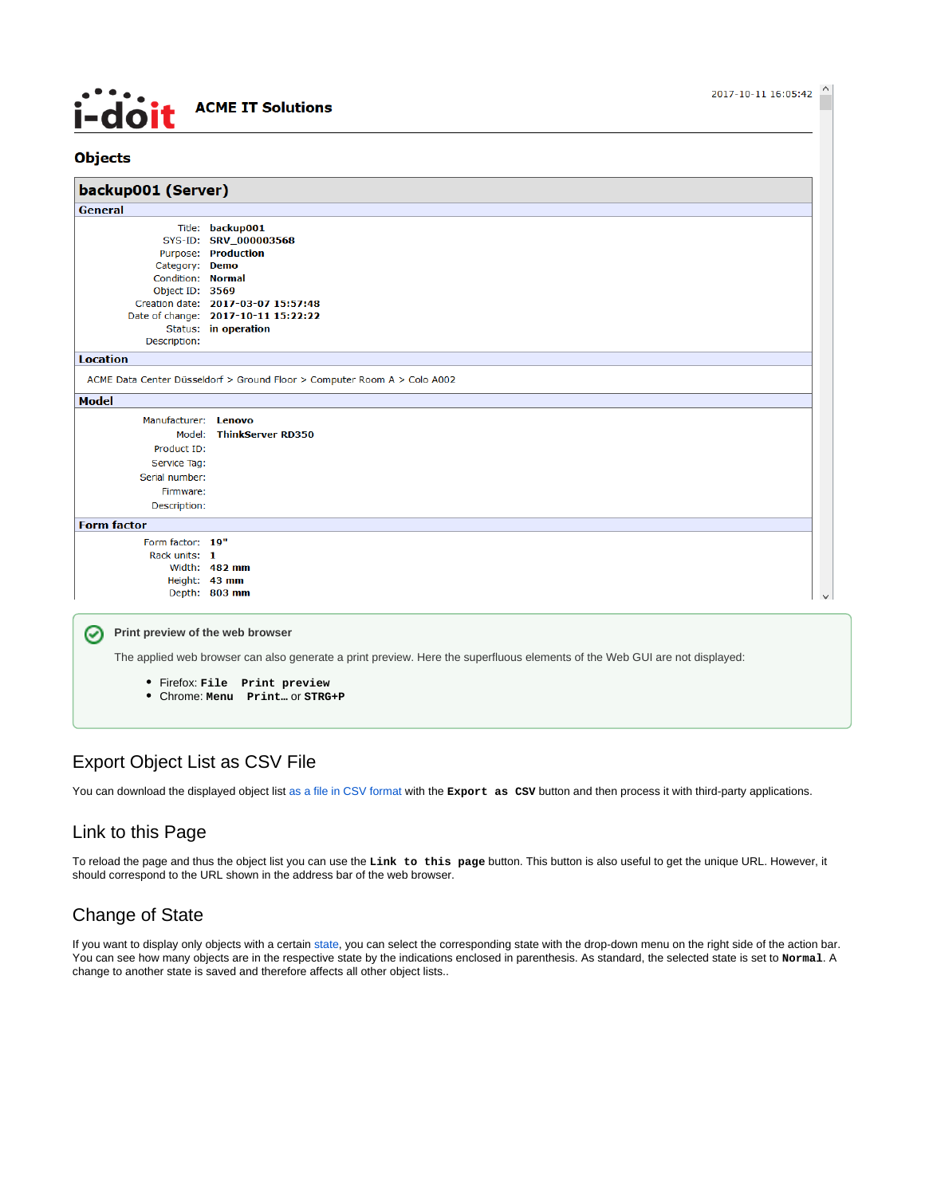i-doit **ACME IT Solutions** 2017-10-11 16:05:42

## Objects

### backup001 (Server)

**General**

| | |
|---|---|
| Title: | **backup001** |
| SYS-ID: | **SRV_000003568** |
| Purpose: | **Production** |
| Category: | **Demo** |
| Condition: | **Normal** |
| Object ID: | **3569** |
| Creation date: | **2017-03-07 15:57:48** |
| Date of change: | **2017-10-11 15:22:22** |
| Status: | **in operation** |
| Description: | |

**Location**

ACME Data Center Düsseldorf > Ground Floor > Computer Room A > Colo A002

**Model**

| | |
|---|---|
| Manufacturer: | **Lenovo** |
| Model: | **ThinkServer RD350** |
| Product ID: | |
| Service Tag: | |
| Serial number: | |
| Firmware: | |
| Description: | |

**Form factor**

| | |
|---|---|
| Form factor: | **19"** |
| Rack units: | **1** |
| Width: | **482 mm** |
| Height: | **43 mm** |
| Depth: | **803 mm** |

**Print preview of the web browser**

The applied web browser can also generate a print preview. Here the superfluous elements of the Web GUI are not displayed:

- Firefox: **`File`** **`Print preview`**
- Chrome: **`Menu`** **`Print…`** or **`STRG+P`**

## Export Object List as CSV File

You can download the displayed object list as a file in CSV format with the **`Export as CSV`** button and then process it with third-party applications.

## Link to this Page

To reload the page and thus the object list you can use the **`Link to this page`** button. This button is also useful to get the unique URL. However, it should correspond to the URL shown in the address bar of the web browser.

## Change of State

If you want to display only objects with a certain state, you can select the corresponding state with the drop-down menu on the right side of the action bar. You can see how many objects are in the respective state by the indications enclosed in parenthesis. As standard, the selected state is set to **`Normal`**. A change to another state is saved and therefore affects all other object lists..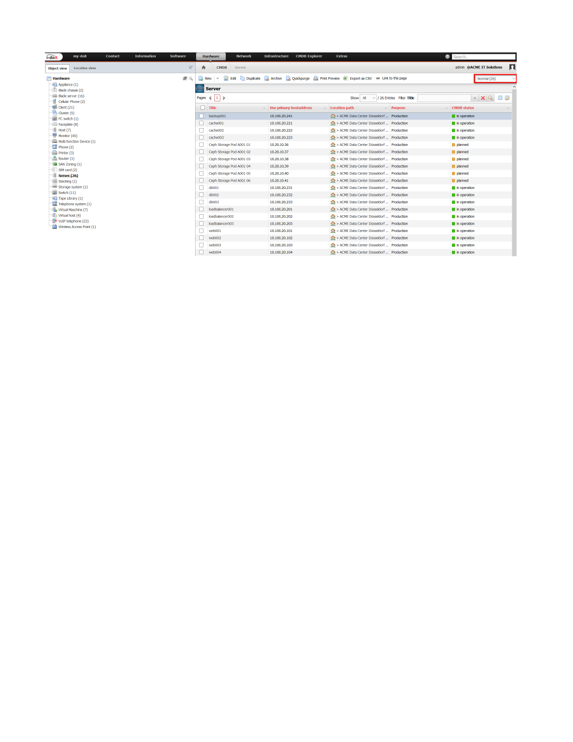i-doit | my-doit | Contact | Information | Software | Hardware | Network | Infrastructure | CMDB-Explorer | Extras

Search...

Object view | Location view

CMDB > Server

admin @ACME IT Solutions

New | Edit | Duplicate | Archive | Quickpurge | Print Preview | Export as CSV | Link to this page

Normal (26)

**Hardware**

- Appliance (1)
- Blade chassis (2)
- Blade server (16)
- Cellular Phone (2)
- Client (21)
- Cluster (5)
- FC switch (1)
- Faceplate (8)
- Host (7)
- Monitor (45)
- Multi-function Device (1)
- Phone (2)
- Printer (3)
- Router (1)
- SAN Zoning (1)
- SIM card (2)
- **Server (26)**
- Stacking (1)
- Storage system (1)
- Switch (11)
- Tape Library (1)
- Telephone system (1)
- Virtual Maschine (7)
- Virtual host (4)
- VoIP telephone (22)
- Wireless Access Point (1)

## Server

Pages 1 | Show All / 26 Entries | Filter Title

| Title | Use primary hostaddress | Location path | Purpose | CMDB status |
|---|---|---|---|---|
| backup001 | 10.100.20.241 | > ACME Data Center Düsseldorf ... | Production | in operation |
| cache001 | 10.100.20.221 | > ACME Data Center Düsseldorf ... | Production | in operation |
| cache002 | 10.100.20.222 | > ACME Data Center Düsseldorf ... | Production | in operation |
| cache003 | 10.100.20.223 | > ACME Data Center Düsseldorf ... | Production | in operation |
| Ceph Storage Pod A001 01 | 10.20.10.36 | > ACME Data Center Düsseldorf ... | Production | planned |
| Ceph Storage Pod A001 02 | 10.20.10.37 | > ACME Data Center Düsseldorf ... | Production | planned |
| Ceph Storage Pod A001 03 | 10.20.10.38 | > ACME Data Center Düsseldorf ... | Production | planned |
| Ceph Storage Pod A001 04 | 10.20.10.39 | > ACME Data Center Düsseldorf ... | Production | planned |
| Ceph Storage Pod A001 05 | 10.20.10.40 | > ACME Data Center Düsseldorf ... | Production | planned |
| Ceph Storage Pod A001 06 | 10.20.10.41 | > ACME Data Center Düsseldorf ... | Production | planned |
| db001 | 10.100.20.231 | > ACME Data Center Düsseldorf ... | Production | in operation |
| db002 | 10.100.20.232 | > ACME Data Center Düsseldorf ... | Production | in operation |
| db003 | 10.100.20.233 | > ACME Data Center Düsseldorf ... | Production | in operation |
| loadbalancer001 | 10.100.20.201 | > ACME Data Center Düsseldorf ... | Production | in operation |
| loadbalancer002 | 10.100.20.202 | > ACME Data Center Düsseldorf ... | Production | in operation |
| loadbalancer003 | 10.100.20.203 | > ACME Data Center Düsseldorf ... | Production | in operation |
| web001 | 10.100.20.101 | > ACME Data Center Düsseldorf ... | Production | in operation |
| web002 | 10.100.20.102 | > ACME Data Center Düsseldorf ... | Production | in operation |
| web003 | 10.100.20.103 | > ACME Data Center Düsseldorf ... | Production | in operation |
| web004 | 10.100.20.104 | > ACME Data Center Düsseldorf ... | Production | in operation |